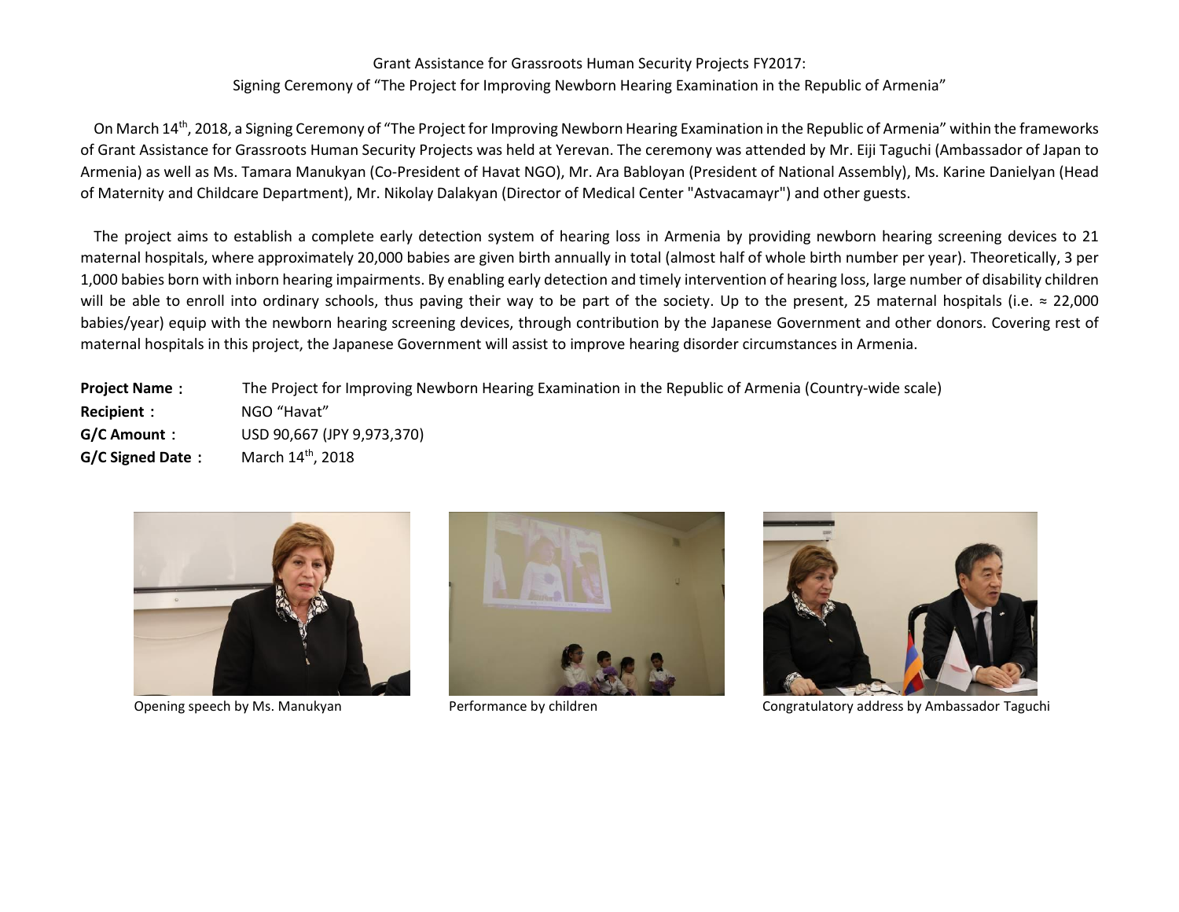Grant Assistance for Grassroots Human Security Projects FY2017:
Signing Ceremony of "The Project for Improving Newborn Hearing Examination in the Republic of Armenia"

On March 14th, 2018, a Signing Ceremony of "The Project for Improving Newborn Hearing Examination in the Republic of Armenia" within the frameworks of Grant Assistance for Grassroots Human Security Projects was held at Yerevan. The ceremony was attended by Mr. Eiji Taguchi (Ambassador of Japan to Armenia) as well as Ms. Tamara Manukyan (Co-President of Havat NGO), Mr. Ara Babloyan (President of National Assembly), Ms. Karine Danielyan (Head of Maternity and Childcare Department), Mr. Nikolay Dalakyan (Director of Medical Center "Astvacamayr") and other guests.

The project aims to establish a complete early detection system of hearing loss in Armenia by providing newborn hearing screening devices to 21 maternal hospitals, where approximately 20,000 babies are given birth annually in total (almost half of whole birth number per year). Theoretically, 3 per 1,000 babies born with inborn hearing impairments. By enabling early detection and timely intervention of hearing loss, large number of disability children will be able to enroll into ordinary schools, thus paving their way to be part of the society. Up to the present, 25 maternal hospitals (i.e. ≈ 22,000 babies/year) equip with the newborn hearing screening devices, through contribution by the Japanese Government and other donors. Covering rest of maternal hospitals in this project, the Japanese Government will assist to improve hearing disorder circumstances in Armenia.

**Project Name：** The Project for Improving Newborn Hearing Examination in the Republic of Armenia (Country-wide scale)
**Recipient：** NGO "Havat"
**G/C Amount：** USD 90,667 (JPY 9,973,370)
**G/C Signed Date：** March 14th, 2018

Opening speech by Ms. Manukyan

Performance by children

Congratulatory address by Ambassador Taguchi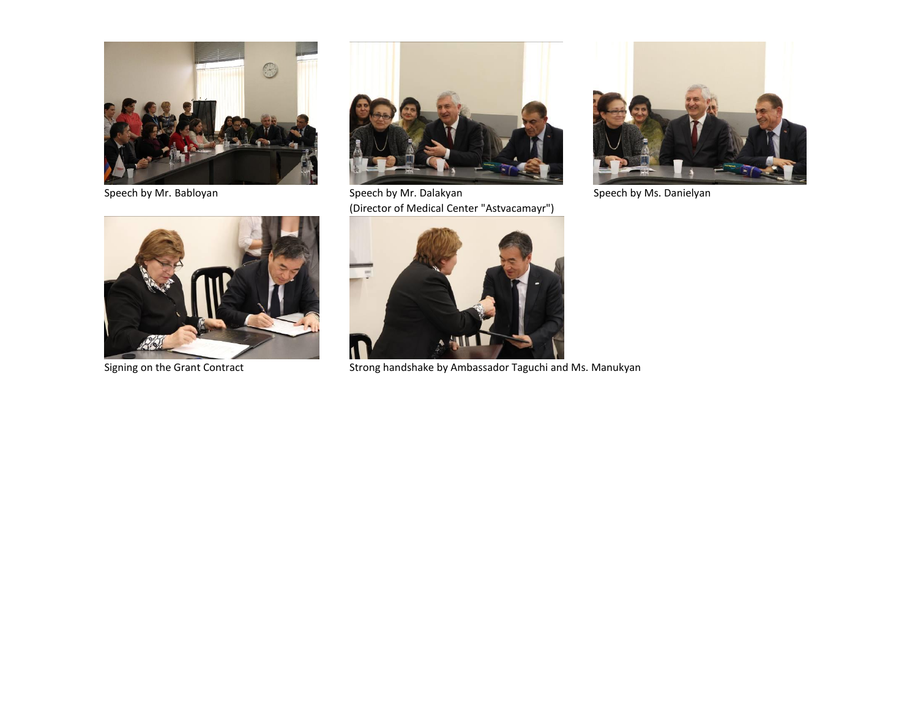Speech by Mr. Babloyan

Speech by Mr. Dalakyan
(Director of Medical Center "Astvacamayr")

Speech by Ms. Danielyan

Signing on the Grant Contract

Strong handshake by Ambassador Taguchi and Ms. Manukyan